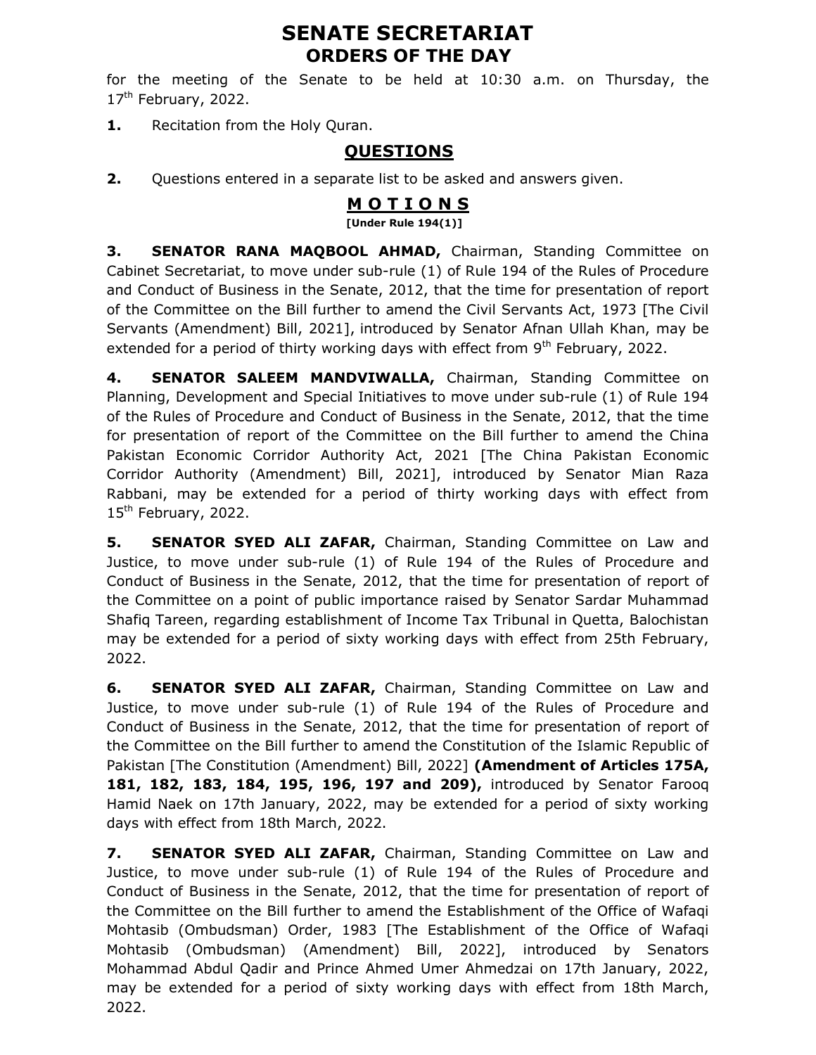# SENATE SECRETARIAT
## ORDERS OF THE DAY

for the meeting of the Senate to be held at 10:30 a.m. on Thursday, the 17th February, 2022.

**1.** Recitation from the Holy Quran.

## QUESTIONS

**2.** Questions entered in a separate list to be asked and answers given.

## M O T I O N S

**[Under Rule 194(1)]**

**3. SENATOR RANA MAQBOOL AHMAD,** Chairman, Standing Committee on Cabinet Secretariat, to move under sub-rule (1) of Rule 194 of the Rules of Procedure and Conduct of Business in the Senate, 2012, that the time for presentation of report of the Committee on the Bill further to amend the Civil Servants Act, 1973 [The Civil Servants (Amendment) Bill, 2021], introduced by Senator Afnan Ullah Khan, may be extended for a period of thirty working days with effect from 9th February, 2022.

**4. SENATOR SALEEM MANDVIWALLA,** Chairman, Standing Committee on Planning, Development and Special Initiatives to move under sub-rule (1) of Rule 194 of the Rules of Procedure and Conduct of Business in the Senate, 2012, that the time for presentation of report of the Committee on the Bill further to amend the China Pakistan Economic Corridor Authority Act, 2021 [The China Pakistan Economic Corridor Authority (Amendment) Bill, 2021], introduced by Senator Mian Raza Rabbani, may be extended for a period of thirty working days with effect from 15th February, 2022.

**5. SENATOR SYED ALI ZAFAR,** Chairman, Standing Committee on Law and Justice, to move under sub-rule (1) of Rule 194 of the Rules of Procedure and Conduct of Business in the Senate, 2012, that the time for presentation of report of the Committee on a point of public importance raised by Senator Sardar Muhammad Shafiq Tareen, regarding establishment of Income Tax Tribunal in Quetta, Balochistan may be extended for a period of sixty working days with effect from 25th February, 2022.

**6. SENATOR SYED ALI ZAFAR,** Chairman, Standing Committee on Law and Justice, to move under sub-rule (1) of Rule 194 of the Rules of Procedure and Conduct of Business in the Senate, 2012, that the time for presentation of report of the Committee on the Bill further to amend the Constitution of the Islamic Republic of Pakistan [The Constitution (Amendment) Bill, 2022] **(Amendment of Articles 175A, 181, 182, 183, 184, 195, 196, 197 and 209),** introduced by Senator Farooq Hamid Naek on 17th January, 2022, may be extended for a period of sixty working days with effect from 18th March, 2022.

**7. SENATOR SYED ALI ZAFAR,** Chairman, Standing Committee on Law and Justice, to move under sub-rule (1) of Rule 194 of the Rules of Procedure and Conduct of Business in the Senate, 2012, that the time for presentation of report of the Committee on the Bill further to amend the Establishment of the Office of Wafaqi Mohtasib (Ombudsman) Order, 1983 [The Establishment of the Office of Wafaqi Mohtasib (Ombudsman) (Amendment) Bill, 2022], introduced by Senators Mohammad Abdul Qadir and Prince Ahmed Umer Ahmedzai on 17th January, 2022, may be extended for a period of sixty working days with effect from 18th March, 2022.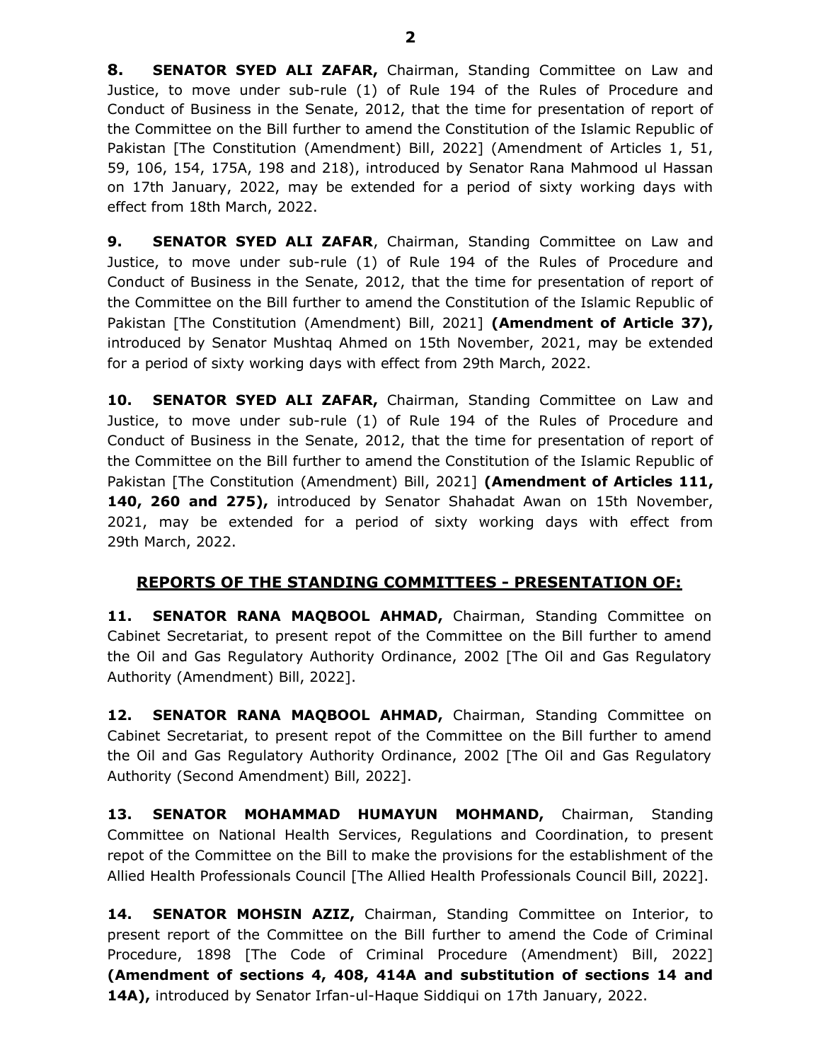**8. SENATOR SYED ALI ZAFAR,** Chairman, Standing Committee on Law and Justice, to move under sub-rule (1) of Rule 194 of the Rules of Procedure and Conduct of Business in the Senate, 2012, that the time for presentation of report of the Committee on the Bill further to amend the Constitution of the Islamic Republic of Pakistan [The Constitution (Amendment) Bill, 2022] (Amendment of Articles 1, 51, 59, 106, 154, 175A, 198 and 218), introduced by Senator Rana Mahmood ul Hassan on 17th January, 2022, may be extended for a period of sixty working days with effect from 18th March, 2022.

**9. SENATOR SYED ALI ZAFAR**, Chairman, Standing Committee on Law and Justice, to move under sub-rule (1) of Rule 194 of the Rules of Procedure and Conduct of Business in the Senate, 2012, that the time for presentation of report of the Committee on the Bill further to amend the Constitution of the Islamic Republic of Pakistan [The Constitution (Amendment) Bill, 2021] **(Amendment of Article 37),** introduced by Senator Mushtaq Ahmed on 15th November, 2021, may be extended for a period of sixty working days with effect from 29th March, 2022.

**10. SENATOR SYED ALI ZAFAR,** Chairman, Standing Committee on Law and Justice, to move under sub-rule (1) of Rule 194 of the Rules of Procedure and Conduct of Business in the Senate, 2012, that the time for presentation of report of the Committee on the Bill further to amend the Constitution of the Islamic Republic of Pakistan [The Constitution (Amendment) Bill, 2021] **(Amendment of Articles 111, 140, 260 and 275),** introduced by Senator Shahadat Awan on 15th November, 2021, may be extended for a period of sixty working days with effect from 29th March, 2022.

## REPORTS OF THE STANDING COMMITTEES - PRESENTATION OF:

**11. SENATOR RANA MAQBOOL AHMAD,** Chairman, Standing Committee on Cabinet Secretariat, to present repot of the Committee on the Bill further to amend the Oil and Gas Regulatory Authority Ordinance, 2002 [The Oil and Gas Regulatory Authority (Amendment) Bill, 2022].

**12. SENATOR RANA MAQBOOL AHMAD,** Chairman, Standing Committee on Cabinet Secretariat, to present repot of the Committee on the Bill further to amend the Oil and Gas Regulatory Authority Ordinance, 2002 [The Oil and Gas Regulatory Authority (Second Amendment) Bill, 2022].

**13. SENATOR MOHAMMAD HUMAYUN MOHMAND,** Chairman, Standing Committee on National Health Services, Regulations and Coordination, to present repot of the Committee on the Bill to make the provisions for the establishment of the Allied Health Professionals Council [The Allied Health Professionals Council Bill, 2022].

**14. SENATOR MOHSIN AZIZ,** Chairman, Standing Committee on Interior, to present report of the Committee on the Bill further to amend the Code of Criminal Procedure, 1898 [The Code of Criminal Procedure (Amendment) Bill, 2022] **(Amendment of sections 4, 408, 414A and substitution of sections 14 and 14A),** introduced by Senator Irfan-ul-Haque Siddiqui on 17th January, 2022.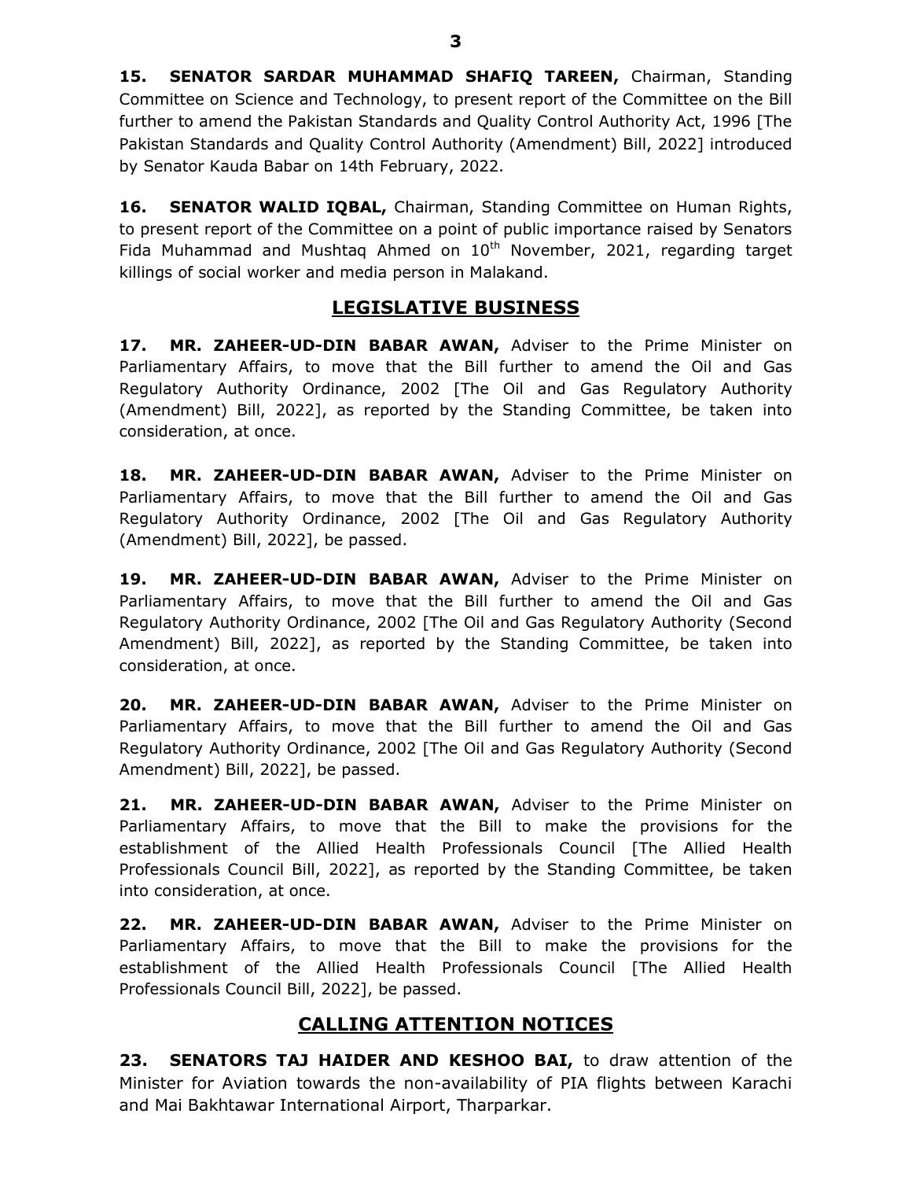**15. SENATOR SARDAR MUHAMMAD SHAFIQ TAREEN,** Chairman, Standing Committee on Science and Technology, to present report of the Committee on the Bill further to amend the Pakistan Standards and Quality Control Authority Act, 1996 [The Pakistan Standards and Quality Control Authority (Amendment) Bill, 2022] introduced by Senator Kauda Babar on 14th February, 2022.

**16. SENATOR WALID IQBAL,** Chairman, Standing Committee on Human Rights, to present report of the Committee on a point of public importance raised by Senators Fida Muhammad and Mushtaq Ahmed on 10th November, 2021, regarding target killings of social worker and media person in Malakand.

## LEGISLATIVE BUSINESS

**17. MR. ZAHEER-UD-DIN BABAR AWAN,** Adviser to the Prime Minister on Parliamentary Affairs, to move that the Bill further to amend the Oil and Gas Regulatory Authority Ordinance, 2002 [The Oil and Gas Regulatory Authority (Amendment) Bill, 2022], as reported by the Standing Committee, be taken into consideration, at once.

**18. MR. ZAHEER-UD-DIN BABAR AWAN,** Adviser to the Prime Minister on Parliamentary Affairs, to move that the Bill further to amend the Oil and Gas Regulatory Authority Ordinance, 2002 [The Oil and Gas Regulatory Authority (Amendment) Bill, 2022], be passed.

**19. MR. ZAHEER-UD-DIN BABAR AWAN,** Adviser to the Prime Minister on Parliamentary Affairs, to move that the Bill further to amend the Oil and Gas Regulatory Authority Ordinance, 2002 [The Oil and Gas Regulatory Authority (Second Amendment) Bill, 2022], as reported by the Standing Committee, be taken into consideration, at once.

**20. MR. ZAHEER-UD-DIN BABAR AWAN,** Adviser to the Prime Minister on Parliamentary Affairs, to move that the Bill further to amend the Oil and Gas Regulatory Authority Ordinance, 2002 [The Oil and Gas Regulatory Authority (Second Amendment) Bill, 2022], be passed.

**21. MR. ZAHEER-UD-DIN BABAR AWAN,** Adviser to the Prime Minister on Parliamentary Affairs, to move that the Bill to make the provisions for the establishment of the Allied Health Professionals Council [The Allied Health Professionals Council Bill, 2022], as reported by the Standing Committee, be taken into consideration, at once.

**22. MR. ZAHEER-UD-DIN BABAR AWAN,** Adviser to the Prime Minister on Parliamentary Affairs, to move that the Bill to make the provisions for the establishment of the Allied Health Professionals Council [The Allied Health Professionals Council Bill, 2022], be passed.

## CALLING ATTENTION NOTICES

**23. SENATORS TAJ HAIDER AND KESHOO BAI,** to draw attention of the Minister for Aviation towards the non-availability of PIA flights between Karachi and Mai Bakhtawar International Airport, Tharparkar.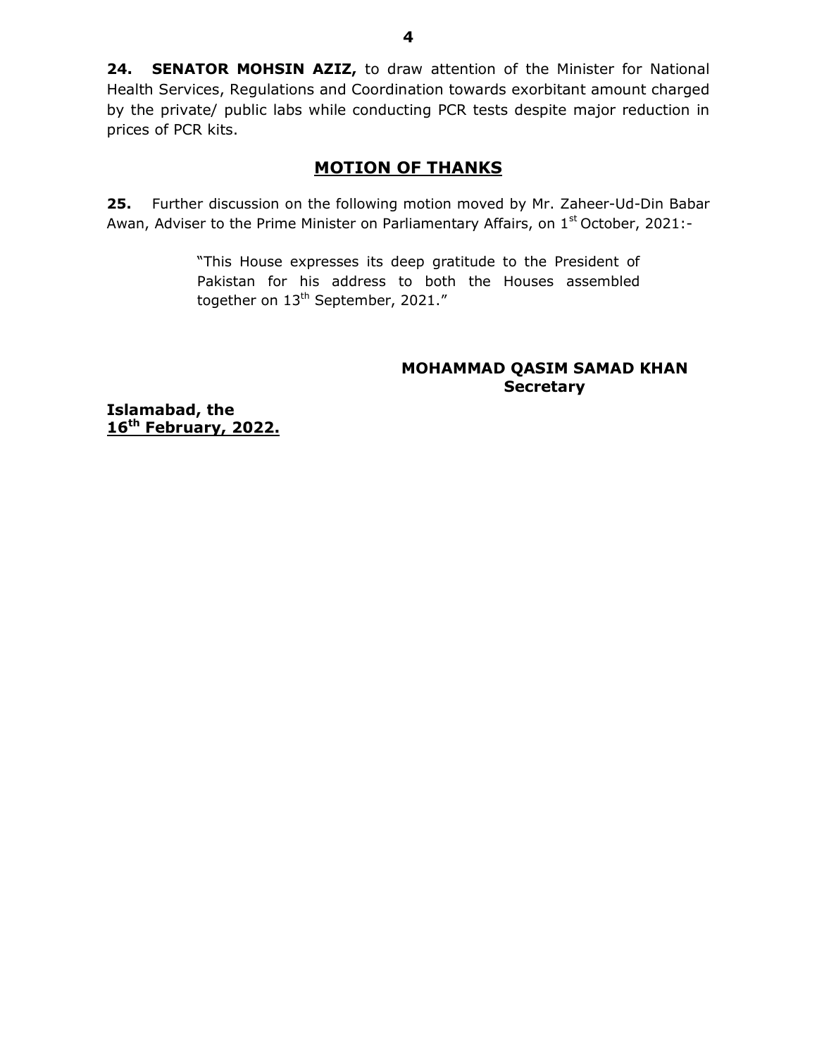**24. SENATOR MOHSIN AZIZ,** to draw attention of the Minister for National Health Services, Regulations and Coordination towards exorbitant amount charged by the private/ public labs while conducting PCR tests despite major reduction in prices of PCR kits.

## MOTION OF THANKS

**25.** Further discussion on the following motion moved by Mr. Zaheer-Ud-Din Babar Awan, Adviser to the Prime Minister on Parliamentary Affairs, on 1st October, 2021:-

> "This House expresses its deep gratitude to the President of Pakistan for his address to both the Houses assembled together on 13th September, 2021."

**MOHAMMAD QASIM SAMAD KHAN**
**Secretary**

**Islamabad, the**
**16th February, 2022.**